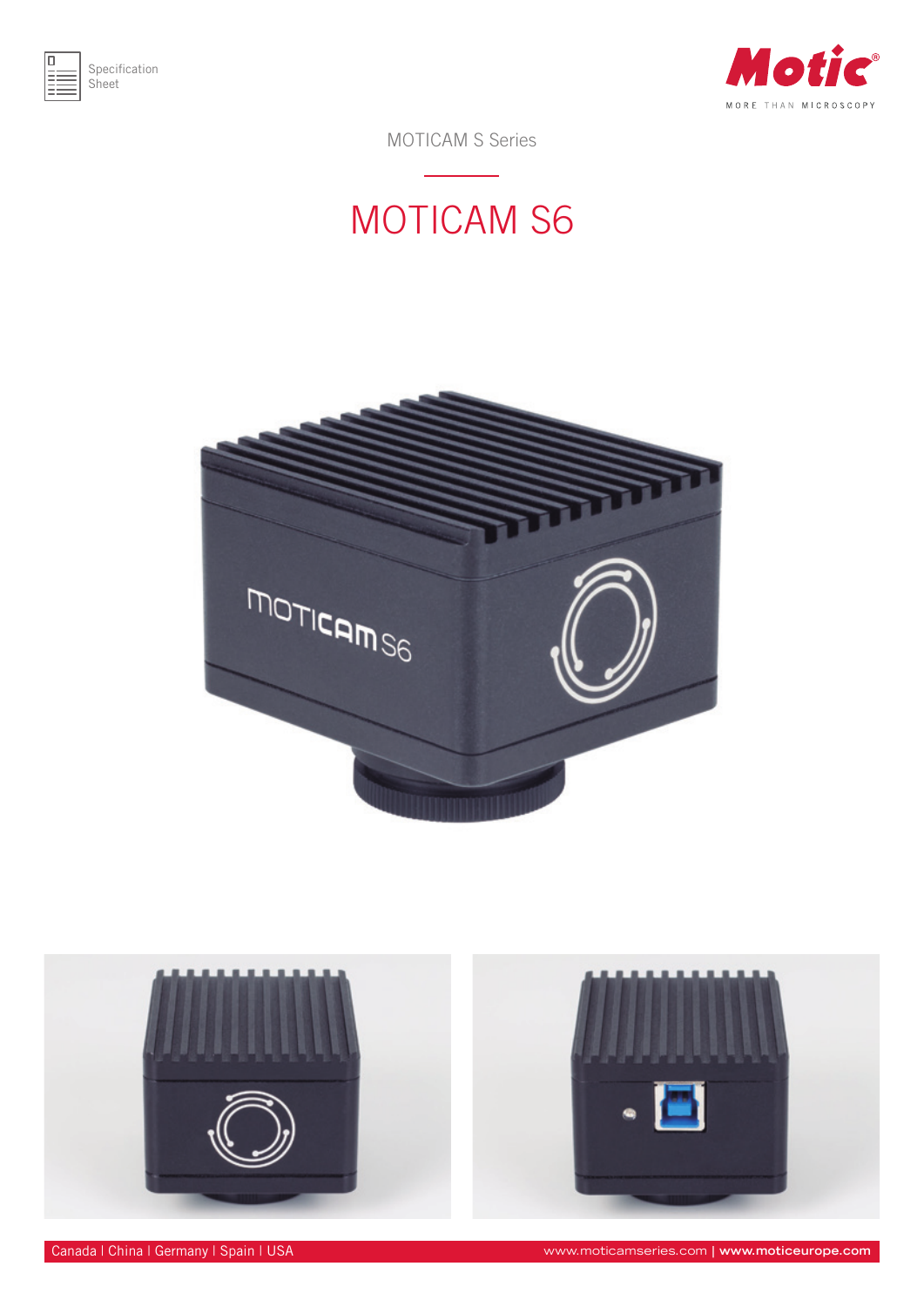Specification Sheet

MOTICAM S Series

# MOTICAM S6

Canada | China | Germany | Spain | USA

www.moticamseries.com | **www.moticeurope.com**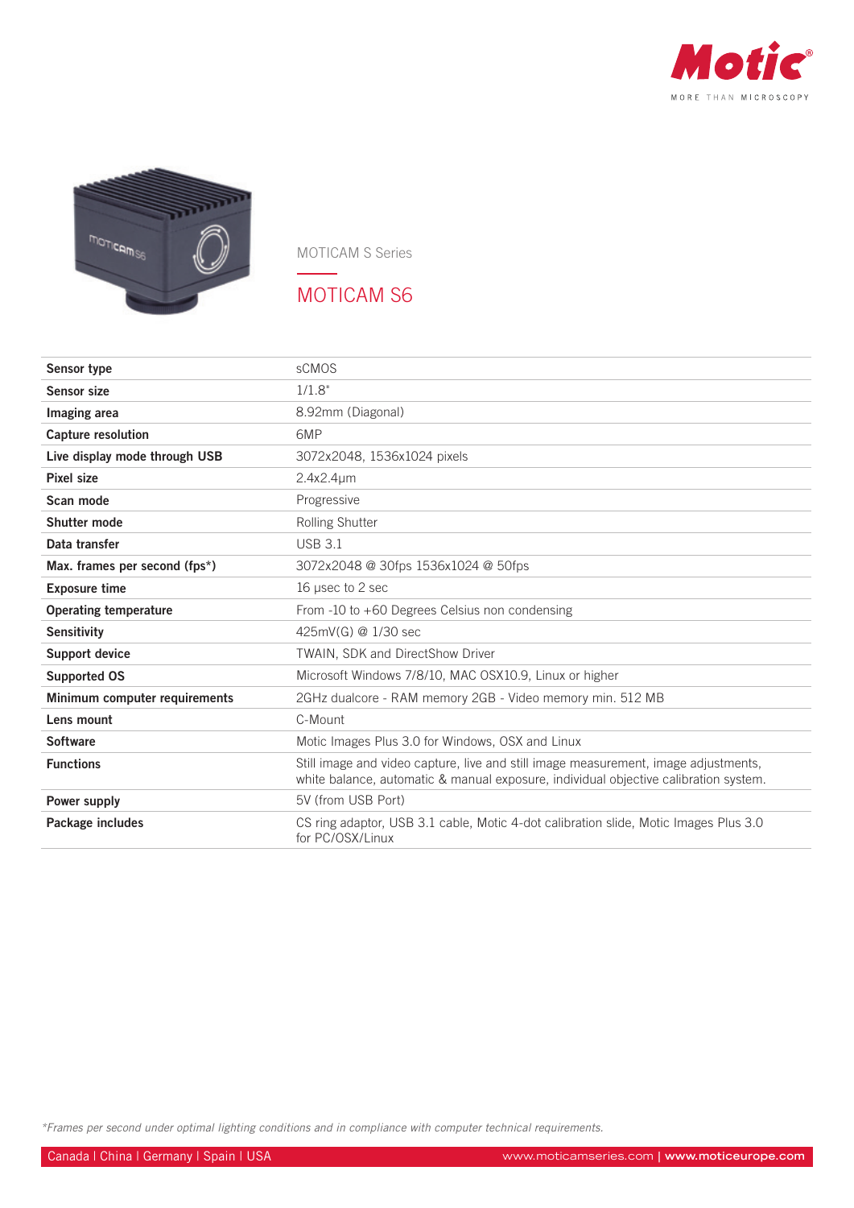MOTICAM S Series

# MOTICAM S6

| | |
|---|---|
| **Sensor type** | sCMOS |
| **Sensor size** | 1/1.8" |
| **Imaging area** | 8.92mm (Diagonal) |
| **Capture resolution** | 6MP |
| **Live display mode through USB** | 3072x2048, 1536x1024 pixels |
| **Pixel size** | 2.4x2.4µm |
| **Scan mode** | Progressive |
| **Shutter mode** | Rolling Shutter |
| **Data transfer** | USB 3.1 |
| **Max. frames per second (fps*)** | 3072x2048 @ 30fps 1536x1024 @ 50fps |
| **Exposure time** | 16 µsec to 2 sec |
| **Operating temperature** | From -10 to +60 Degrees Celsius non condensing |
| **Sensitivity** | 425mV(G) @ 1/30 sec |
| **Support device** | TWAIN, SDK and DirectShow Driver |
| **Supported OS** | Microsoft Windows 7/8/10, MAC OSX10.9, Linux or higher |
| **Minimum computer requirements** | 2GHz dualcore - RAM memory 2GB - Video memory min. 512 MB |
| **Lens mount** | C-Mount |
| **Software** | Motic Images Plus 3.0 for Windows, OSX and Linux |
| **Functions** | Still image and video capture, live and still image measurement, image adjustments, white balance, automatic & manual exposure, individual objective calibration system. |
| **Power supply** | 5V (from USB Port) |
| **Package includes** | CS ring adaptor, USB 3.1 cable, Motic 4-dot calibration slide, Motic Images Plus 3.0 for PC/OSX/Linux |

*\*Frames per second under optimal lighting conditions and in compliance with computer technical requirements.*